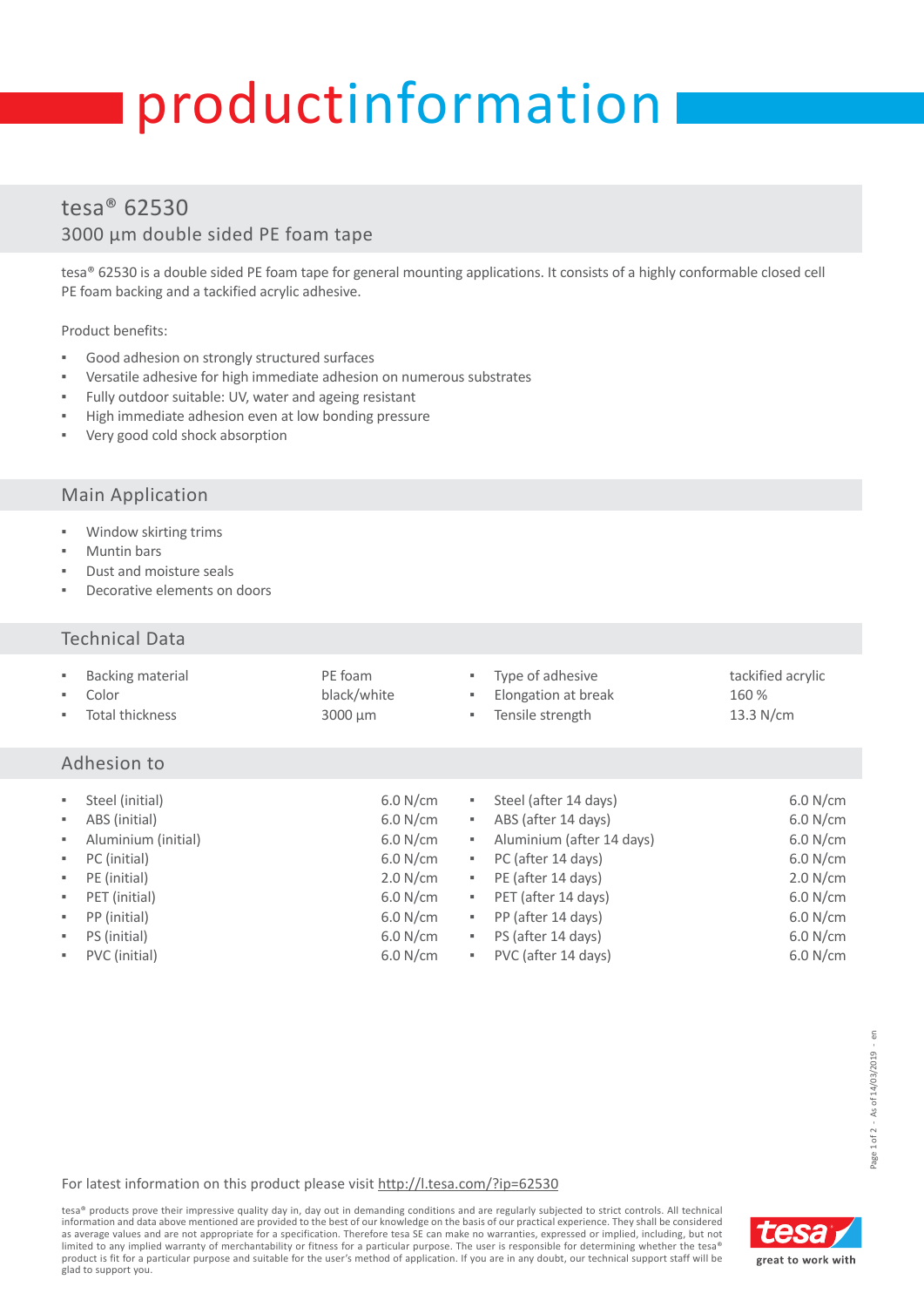# productinformation

## tesa® 62530

### 3000 µm double sided PE foam tape

tesa® 62530 is a double sided PE foam tape for general mounting applications. It consists of a highly conformable closed cell PE foam backing and a tackified acrylic adhesive.

Product benefits:

- Good adhesion on strongly structured surfaces
- Versatile adhesive for high immediate adhesion on numerous substrates
- Fully outdoor suitable: UV, water and ageing resistant
- High immediate adhesion even at low bonding pressure
- Very good cold shock absorption

## Main Application

- Window skirting trims
- Muntin bars
- Dust and moisture seals
- Decorative elements on doors

## Technical Data

| | | | |
|---|---|---|---|
| Backing material | PE foam | Type of adhesive | tackified acrylic |
| Color | black/white | Elongation at break | 160 % |
| Total thickness | 3000 µm | Tensile strength | 13.3 N/cm |

## Adhesion to

| | | | |
|---|---|---|---|
| Steel (initial) | 6.0 N/cm | Steel (after 14 days) | 6.0 N/cm |
| ABS (initial) | 6.0 N/cm | ABS (after 14 days) | 6.0 N/cm |
| Aluminium (initial) | 6.0 N/cm | Aluminium (after 14 days) | 6.0 N/cm |
| PC (initial) | 6.0 N/cm | PC (after 14 days) | 6.0 N/cm |
| PE (initial) | 2.0 N/cm | PE (after 14 days) | 2.0 N/cm |
| PET (initial) | 6.0 N/cm | PET (after 14 days) | 6.0 N/cm |
| PP (initial) | 6.0 N/cm | PP (after 14 days) | 6.0 N/cm |
| PS (initial) | 6.0 N/cm | PS (after 14 days) | 6.0 N/cm |
| PVC (initial) | 6.0 N/cm | PVC (after 14 days) | 6.0 N/cm |

For latest information on this product please visit http://l.tesa.com/?ip=62530

tesa® products prove their impressive quality day in, day out in demanding conditions and are regularly subjected to strict controls. All technical information and data above mentioned are provided to the best of our knowledge on the basis of our practical experience. They shall be considered as average values and are not appropriate for a specification. Therefore tesa SE can make no warranties, expressed or implied, including, but not limited to any implied warranty of merchantability or fitness for a particular purpose. The user is responsible for determining whether the tesa® product is fit for a particular purpose and suitable for the user's method of application. If you are in any doubt, our technical support staff will be glad to support you.

tesa great to work with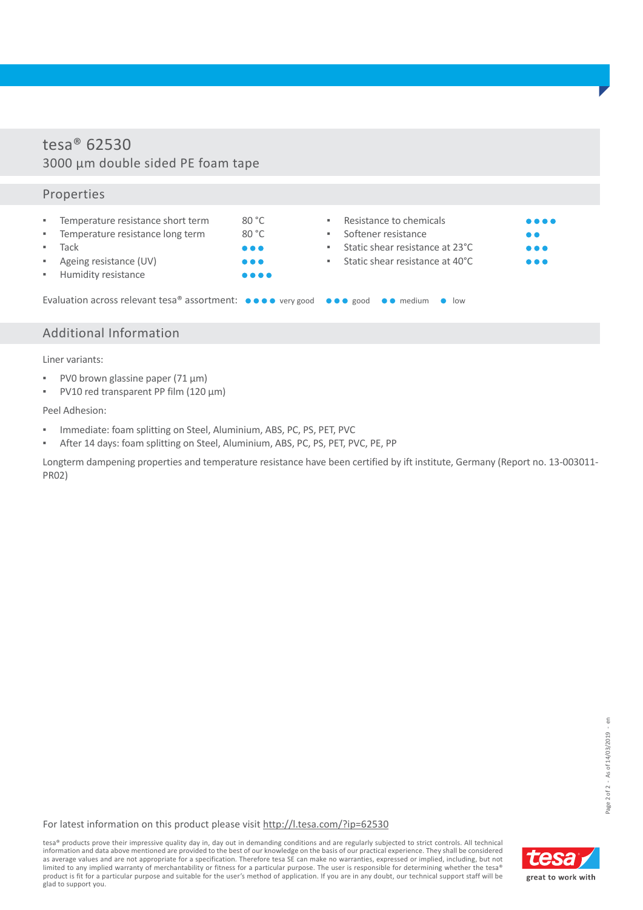# tesa® 62530

## 3000 µm double sided PE foam tape

## Properties

- Temperature resistance short term: 80 °C
- Temperature resistance long term: 80 °C
- Tack: ●●●
- Ageing resistance (UV): ●●●
- Humidity resistance: ●●●●
- Resistance to chemicals: ●●●●
- Softener resistance: ●●
- Static shear resistance at 23°C: ●●●
- Static shear resistance at 40°C: ●●●

Evaluation across relevant tesa® assortment: ●●●● very good ●●● good ●● medium ● low

## Additional Information

Liner variants:

- PV0 brown glassine paper (71 µm)
- PV10 red transparent PP film (120 µm)

Peel Adhesion:

- Immediate: foam splitting on Steel, Aluminium, ABS, PC, PS, PET, PVC
- After 14 days: foam splitting on Steel, Aluminium, ABS, PC, PS, PET, PVC, PE, PP

Longterm dampening properties and temperature resistance have been certified by ift institute, Germany (Report no. 13-003011-PR02)

For latest information on this product please visit http://l.tesa.com/?ip=62530

tesa® products prove their impressive quality day in, day out in demanding conditions and are regularly subjected to strict controls. All technical information and data above mentioned are provided to the best of our knowledge on the basis of our practical experience. They shall be considered as average values and are not appropriate for a specification. Therefore tesa SE can make no warranties, expressed or implied, including, but not limited to any implied warranty of merchantability or fitness for a particular purpose. The user is responsible for determining whether the tesa® product is fit for a particular purpose and suitable for the user's method of application. If you are in any doubt, our technical support staff will be glad to support you.

tesa great to work with